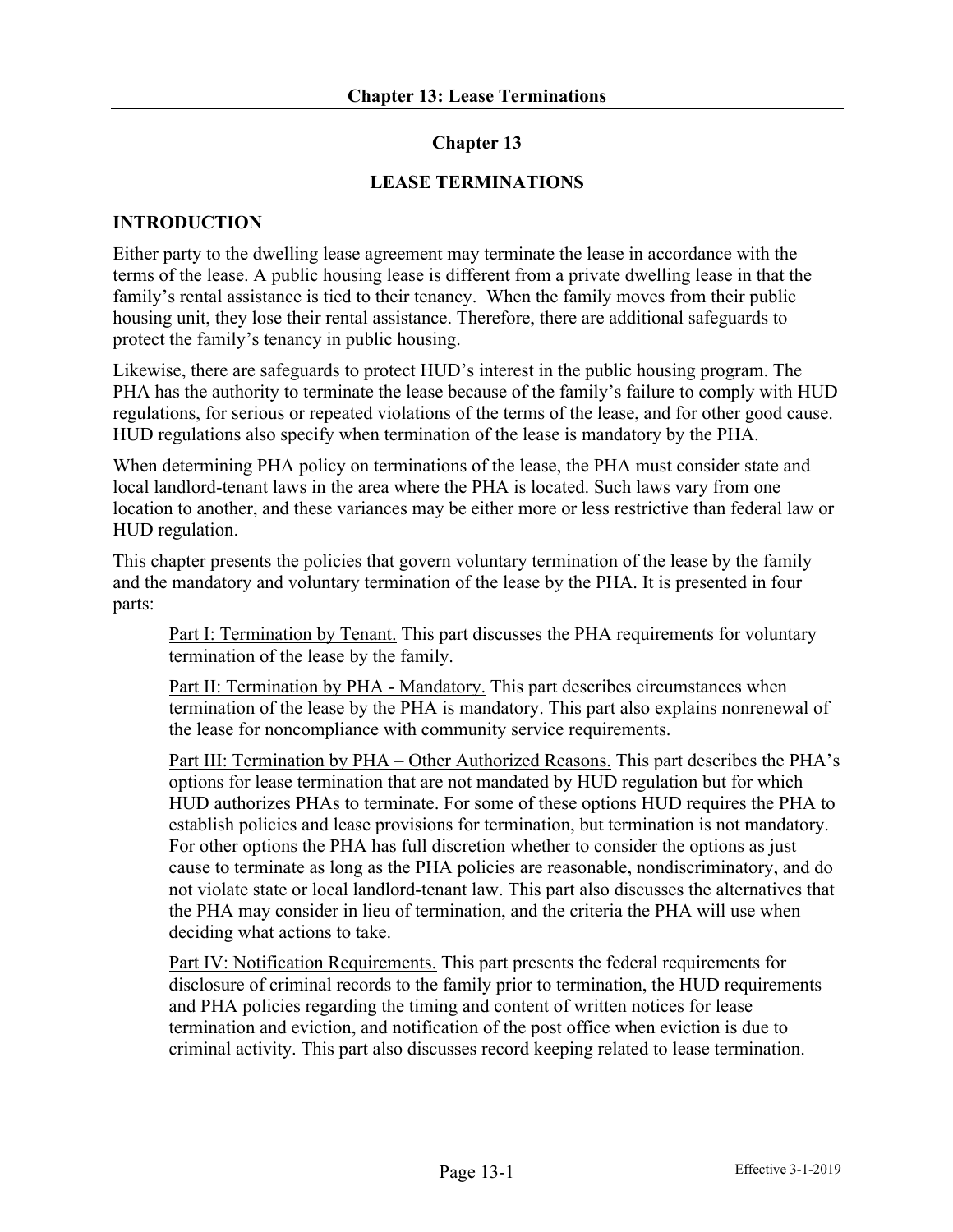# Chapter 13

## LEASE TERMINATIONS

### INTRODUCTION

Either party to the dwelling lease agreement may terminate the lease in accordance with the terms of the lease. A public housing lease is different from a private dwelling lease in that the family's rental assistance is tied to their tenancy. When the family moves from their public housing unit, they lose their rental assistance. Therefore, there are additional safeguards to protect the family's tenancy in public housing.

Likewise, there are safeguards to protect HUD's interest in the public housing program. The PHA has the authority to terminate the lease because of the family's failure to comply with HUD regulations, for serious or repeated violations of the terms of the lease, and for other good cause. HUD regulations also specify when termination of the lease is mandatory by the PHA.

When determining PHA policy on terminations of the lease, the PHA must consider state and local landlord-tenant laws in the area where the PHA is located. Such laws vary from one location to another, and these variances may be either more or less restrictive than federal law or HUD regulation.

This chapter presents the policies that govern voluntary termination of the lease by the family and the mandatory and voluntary termination of the lease by the PHA. It is presented in four parts:

> Part I: Termination by Tenant. This part discusses the PHA requirements for voluntary termination of the lease by the family.
>
> Part II: Termination by PHA - Mandatory. This part describes circumstances when termination of the lease by the PHA is mandatory. This part also explains nonrenewal of the lease for noncompliance with community service requirements.
>
> Part III: Termination by PHA – Other Authorized Reasons. This part describes the PHA's options for lease termination that are not mandated by HUD regulation but for which HUD authorizes PHAs to terminate. For some of these options HUD requires the PHA to establish policies and lease provisions for termination, but termination is not mandatory. For other options the PHA has full discretion whether to consider the options as just cause to terminate as long as the PHA policies are reasonable, nondiscriminatory, and do not violate state or local landlord-tenant law. This part also discusses the alternatives that the PHA may consider in lieu of termination, and the criteria the PHA will use when deciding what actions to take.
>
> Part IV: Notification Requirements. This part presents the federal requirements for disclosure of criminal records to the family prior to termination, the HUD requirements and PHA policies regarding the timing and content of written notices for lease termination and eviction, and notification of the post office when eviction is due to criminal activity. This part also discusses record keeping related to lease termination.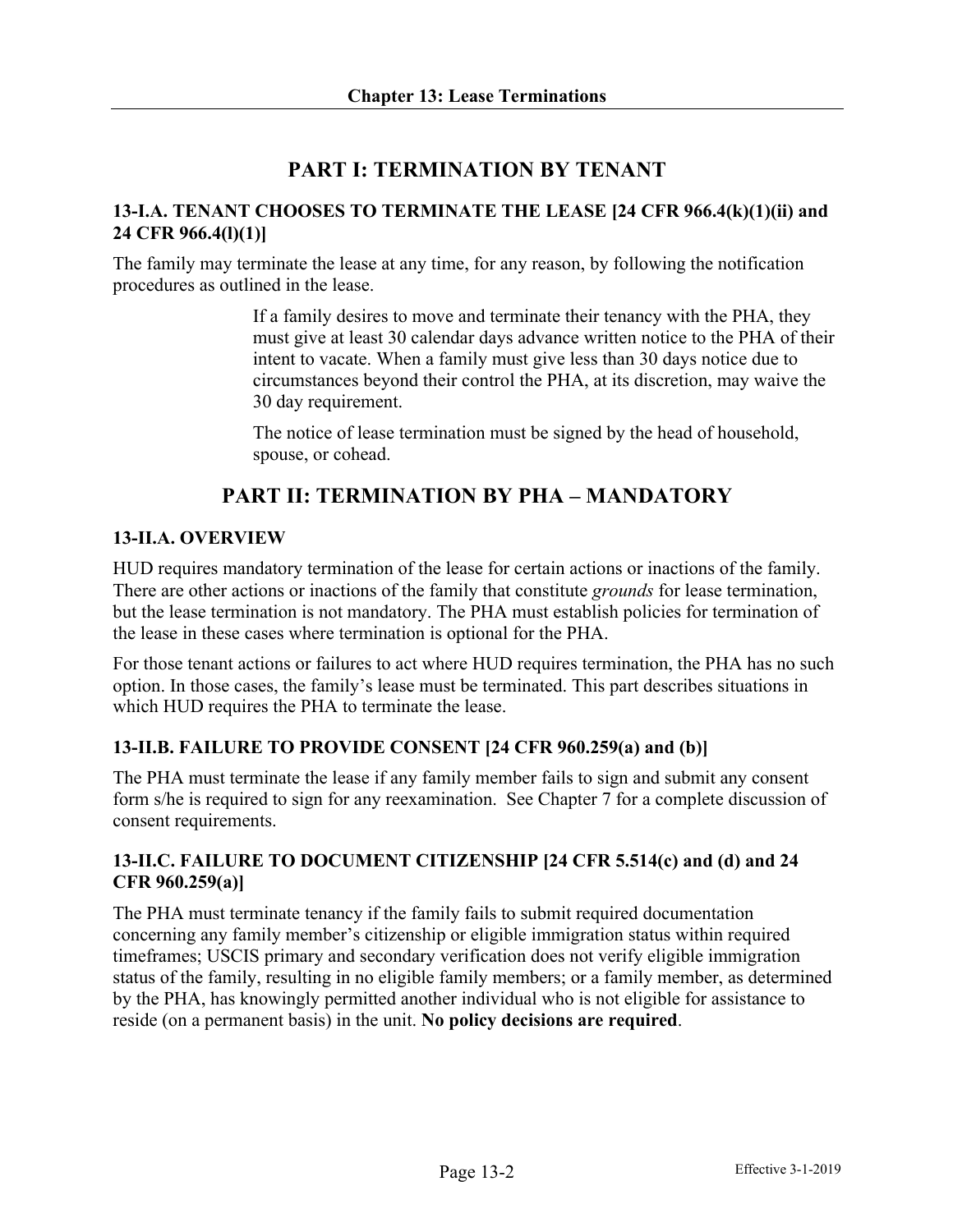## PART I: TERMINATION BY TENANT

### 13-I.A. TENANT CHOOSES TO TERMINATE THE LEASE [24 CFR 966.4(k)(1)(ii) and 24 CFR 966.4(l)(1)]

The family may terminate the lease at any time, for any reason, by following the notification procedures as outlined in the lease.

> If a family desires to move and terminate their tenancy with the PHA, they must give at least 30 calendar days advance written notice to the PHA of their intent to vacate. When a family must give less than 30 days notice due to circumstances beyond their control the PHA, at its discretion, may waive the 30 day requirement.
>
> The notice of lease termination must be signed by the head of household, spouse, or cohead.

## PART II: TERMINATION BY PHA – MANDATORY

### 13-II.A. OVERVIEW

HUD requires mandatory termination of the lease for certain actions or inactions of the family. There are other actions or inactions of the family that constitute *grounds* for lease termination, but the lease termination is not mandatory. The PHA must establish policies for termination of the lease in these cases where termination is optional for the PHA.

For those tenant actions or failures to act where HUD requires termination, the PHA has no such option. In those cases, the family's lease must be terminated. This part describes situations in which HUD requires the PHA to terminate the lease.

### 13-II.B. FAILURE TO PROVIDE CONSENT [24 CFR 960.259(a) and (b)]

The PHA must terminate the lease if any family member fails to sign and submit any consent form s/he is required to sign for any reexamination. See Chapter 7 for a complete discussion of consent requirements.

### 13-II.C. FAILURE TO DOCUMENT CITIZENSHIP [24 CFR 5.514(c) and (d) and 24 CFR 960.259(a)]

The PHA must terminate tenancy if the family fails to submit required documentation concerning any family member's citizenship or eligible immigration status within required timeframes; USCIS primary and secondary verification does not verify eligible immigration status of the family, resulting in no eligible family members; or a family member, as determined by the PHA, has knowingly permitted another individual who is not eligible for assistance to reside (on a permanent basis) in the unit. **No policy decisions are required**.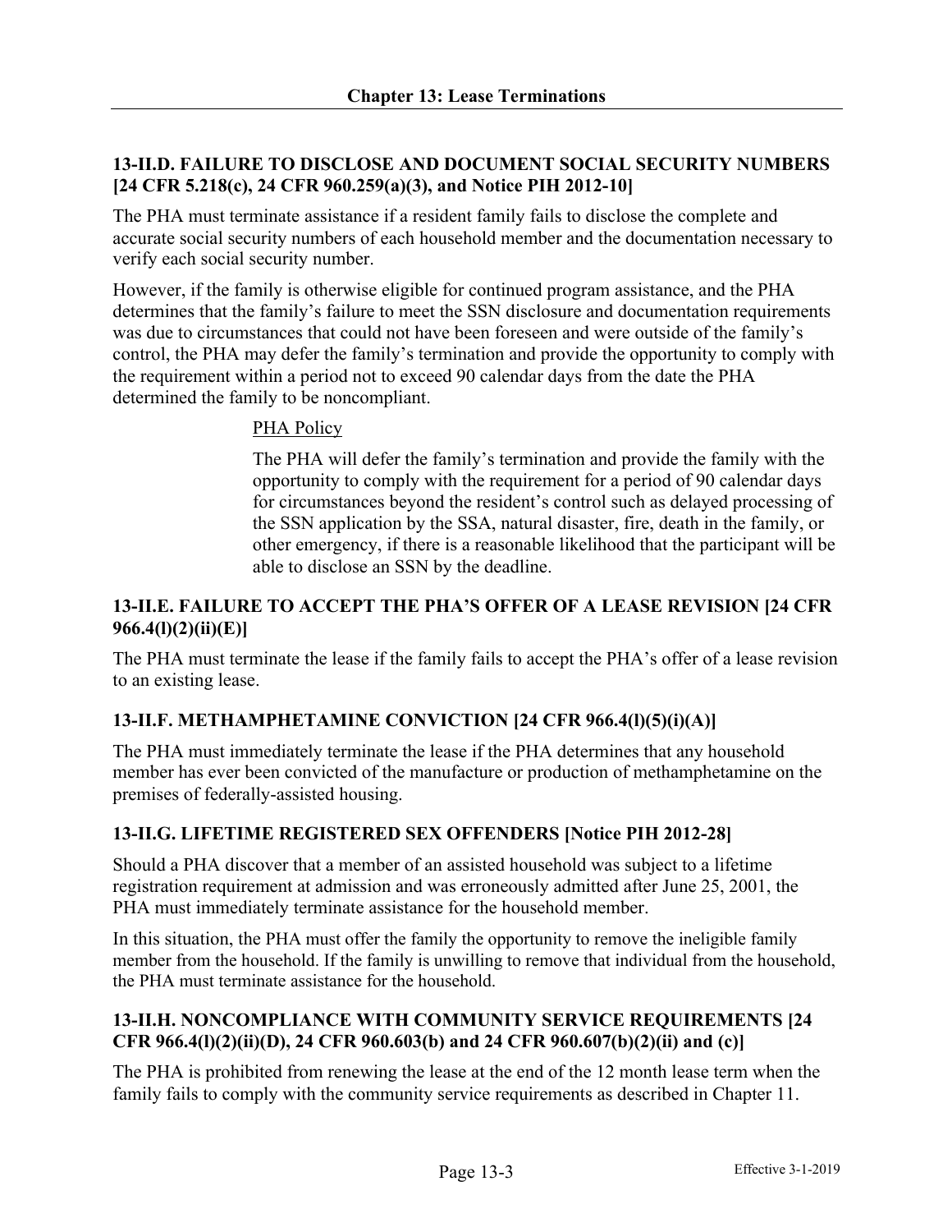### 13-II.D. FAILURE TO DISCLOSE AND DOCUMENT SOCIAL SECURITY NUMBERS [24 CFR 5.218(c), 24 CFR 960.259(a)(3), and Notice PIH 2012-10]

The PHA must terminate assistance if a resident family fails to disclose the complete and accurate social security numbers of each household member and the documentation necessary to verify each social security number.

However, if the family is otherwise eligible for continued program assistance, and the PHA determines that the family's failure to meet the SSN disclosure and documentation requirements was due to circumstances that could not have been foreseen and were outside of the family's control, the PHA may defer the family's termination and provide the opportunity to comply with the requirement within a period not to exceed 90 calendar days from the date the PHA determined the family to be noncompliant.

> PHA Policy
>
> The PHA will defer the family's termination and provide the family with the opportunity to comply with the requirement for a period of 90 calendar days for circumstances beyond the resident's control such as delayed processing of the SSN application by the SSA, natural disaster, fire, death in the family, or other emergency, if there is a reasonable likelihood that the participant will be able to disclose an SSN by the deadline.

### 13-II.E. FAILURE TO ACCEPT THE PHA'S OFFER OF A LEASE REVISION [24 CFR 966.4(l)(2)(ii)(E)]

The PHA must terminate the lease if the family fails to accept the PHA's offer of a lease revision to an existing lease.

### 13-II.F. METHAMPHETAMINE CONVICTION [24 CFR 966.4(l)(5)(i)(A)]

The PHA must immediately terminate the lease if the PHA determines that any household member has ever been convicted of the manufacture or production of methamphetamine on the premises of federally-assisted housing.

### 13-II.G. LIFETIME REGISTERED SEX OFFENDERS [Notice PIH 2012-28]

Should a PHA discover that a member of an assisted household was subject to a lifetime registration requirement at admission and was erroneously admitted after June 25, 2001, the PHA must immediately terminate assistance for the household member.

In this situation, the PHA must offer the family the opportunity to remove the ineligible family member from the household. If the family is unwilling to remove that individual from the household, the PHA must terminate assistance for the household.

### 13-II.H. NONCOMPLIANCE WITH COMMUNITY SERVICE REQUIREMENTS [24 CFR 966.4(l)(2)(ii)(D), 24 CFR 960.603(b) and 24 CFR 960.607(b)(2)(ii) and (c)]

The PHA is prohibited from renewing the lease at the end of the 12 month lease term when the family fails to comply with the community service requirements as described in Chapter 11.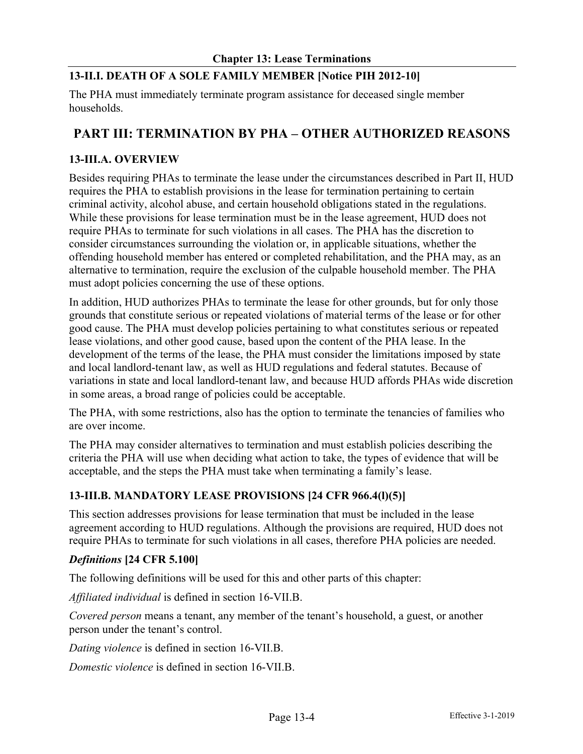### 13-II.I. DEATH OF A SOLE FAMILY MEMBER [Notice PIH 2012-10]

The PHA must immediately terminate program assistance for deceased single member households.

## PART III: TERMINATION BY PHA – OTHER AUTHORIZED REASONS

### 13-III.A. OVERVIEW

Besides requiring PHAs to terminate the lease under the circumstances described in Part II, HUD requires the PHA to establish provisions in the lease for termination pertaining to certain criminal activity, alcohol abuse, and certain household obligations stated in the regulations. While these provisions for lease termination must be in the lease agreement, HUD does not require PHAs to terminate for such violations in all cases. The PHA has the discretion to consider circumstances surrounding the violation or, in applicable situations, whether the offending household member has entered or completed rehabilitation, and the PHA may, as an alternative to termination, require the exclusion of the culpable household member. The PHA must adopt policies concerning the use of these options.

In addition, HUD authorizes PHAs to terminate the lease for other grounds, but for only those grounds that constitute serious or repeated violations of material terms of the lease or for other good cause. The PHA must develop policies pertaining to what constitutes serious or repeated lease violations, and other good cause, based upon the content of the PHA lease. In the development of the terms of the lease, the PHA must consider the limitations imposed by state and local landlord-tenant law, as well as HUD regulations and federal statutes. Because of variations in state and local landlord-tenant law, and because HUD affords PHAs wide discretion in some areas, a broad range of policies could be acceptable.

The PHA, with some restrictions, also has the option to terminate the tenancies of families who are over income.

The PHA may consider alternatives to termination and must establish policies describing the criteria the PHA will use when deciding what action to take, the types of evidence that will be acceptable, and the steps the PHA must take when terminating a family's lease.

### 13-III.B. MANDATORY LEASE PROVISIONS [24 CFR 966.4(l)(5)]

This section addresses provisions for lease termination that must be included in the lease agreement according to HUD regulations. Although the provisions are required, HUD does not require PHAs to terminate for such violations in all cases, therefore PHA policies are needed.

#### *Definitions* [24 CFR 5.100]

The following definitions will be used for this and other parts of this chapter:

*Affiliated individual* is defined in section 16-VII.B.

*Covered person* means a tenant, any member of the tenant's household, a guest, or another person under the tenant's control.

*Dating violence* is defined in section 16-VII.B.

*Domestic violence* is defined in section 16-VII.B.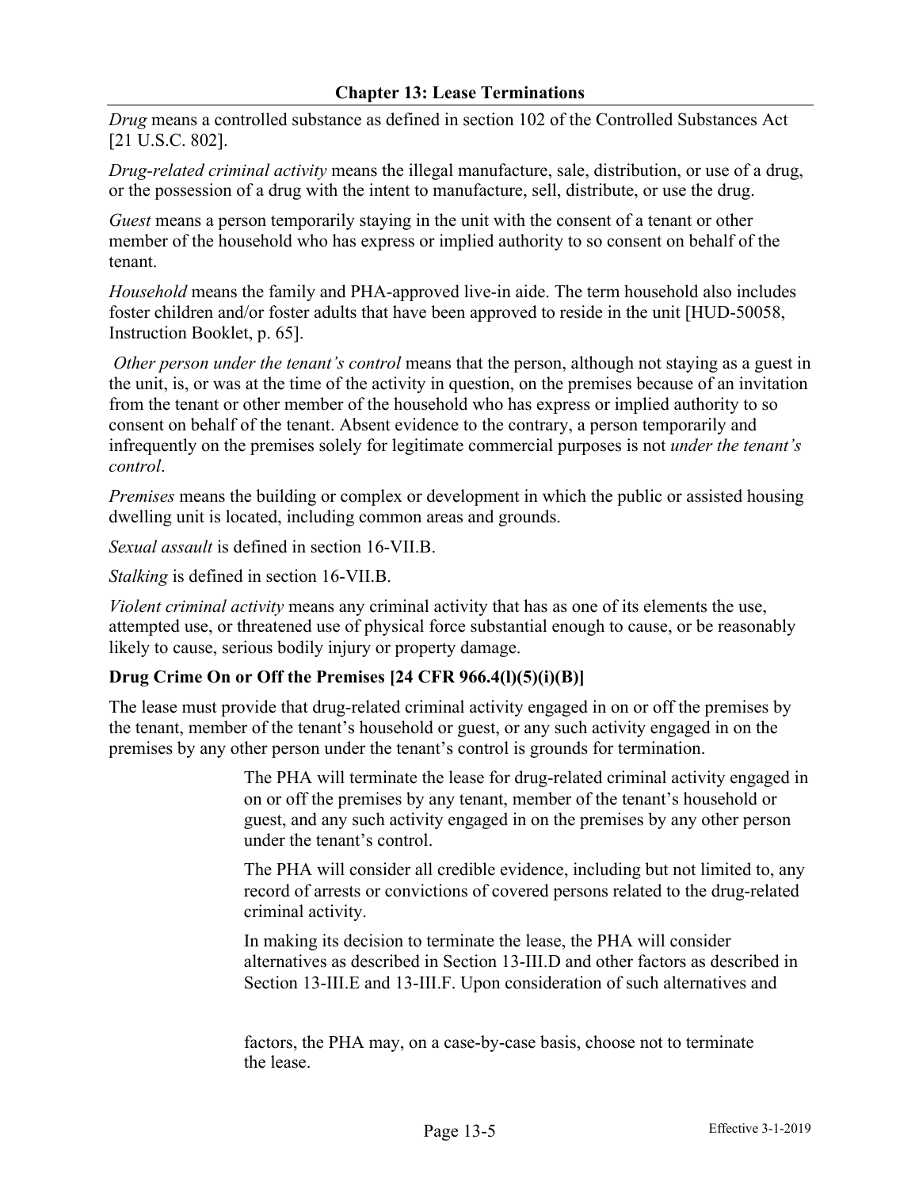*Drug* means a controlled substance as defined in section 102 of the Controlled Substances Act [21 U.S.C. 802].

*Drug-related criminal activity* means the illegal manufacture, sale, distribution, or use of a drug, or the possession of a drug with the intent to manufacture, sell, distribute, or use the drug.

*Guest* means a person temporarily staying in the unit with the consent of a tenant or other member of the household who has express or implied authority to so consent on behalf of the tenant.

*Household* means the family and PHA-approved live-in aide. The term household also includes foster children and/or foster adults that have been approved to reside in the unit [HUD-50058, Instruction Booklet, p. 65].

*Other person under the tenant's control* means that the person, although not staying as a guest in the unit, is, or was at the time of the activity in question, on the premises because of an invitation from the tenant or other member of the household who has express or implied authority to so consent on behalf of the tenant. Absent evidence to the contrary, a person temporarily and infrequently on the premises solely for legitimate commercial purposes is not *under the tenant's control*.

*Premises* means the building or complex or development in which the public or assisted housing dwelling unit is located, including common areas and grounds.

*Sexual assault* is defined in section 16-VII.B.

*Stalking* is defined in section 16-VII.B.

*Violent criminal activity* means any criminal activity that has as one of its elements the use, attempted use, or threatened use of physical force substantial enough to cause, or be reasonably likely to cause, serious bodily injury or property damage.

**Drug Crime On or Off the Premises [24 CFR 966.4(l)(5)(i)(B)]**

The lease must provide that drug-related criminal activity engaged in on or off the premises by the tenant, member of the tenant's household or guest, or any such activity engaged in on the premises by any other person under the tenant's control is grounds for termination.

> The PHA will terminate the lease for drug-related criminal activity engaged in on or off the premises by any tenant, member of the tenant's household or guest, and any such activity engaged in on the premises by any other person under the tenant's control.
>
> The PHA will consider all credible evidence, including but not limited to, any record of arrests or convictions of covered persons related to the drug-related criminal activity.
>
> In making its decision to terminate the lease, the PHA will consider alternatives as described in Section 13-III.D and other factors as described in Section 13-III.E and 13-III.F. Upon consideration of such alternatives and factors, the PHA may, on a case-by-case basis, choose not to terminate the lease.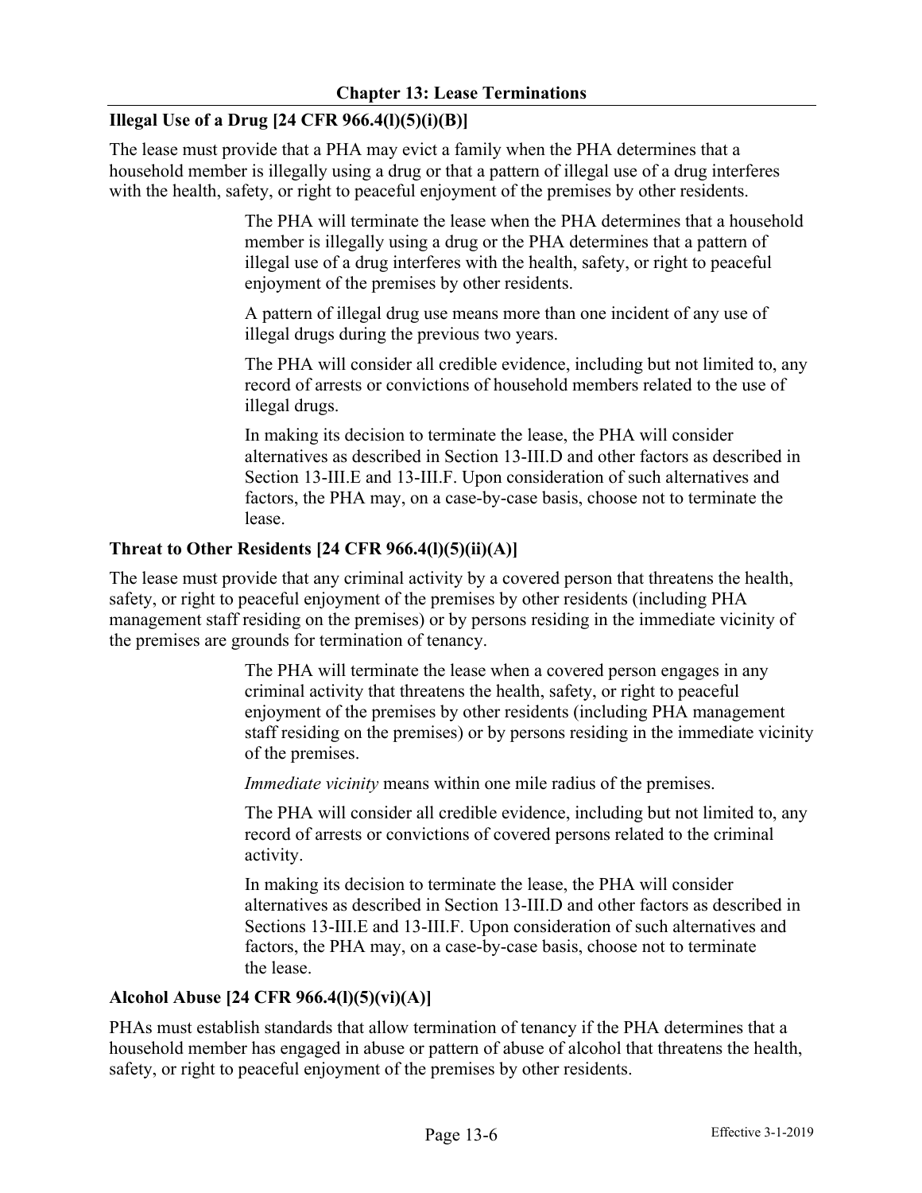**Illegal Use of a Drug [24 CFR 966.4(l)(5)(i)(B)]**

The lease must provide that a PHA may evict a family when the PHA determines that a household member is illegally using a drug or that a pattern of illegal use of a drug interferes with the health, safety, or right to peaceful enjoyment of the premises by other residents.

> The PHA will terminate the lease when the PHA determines that a household member is illegally using a drug or the PHA determines that a pattern of illegal use of a drug interferes with the health, safety, or right to peaceful enjoyment of the premises by other residents.
>
> A pattern of illegal drug use means more than one incident of any use of illegal drugs during the previous two years.
>
> The PHA will consider all credible evidence, including but not limited to, any record of arrests or convictions of household members related to the use of illegal drugs.
>
> In making its decision to terminate the lease, the PHA will consider alternatives as described in Section 13-III.D and other factors as described in Section 13-III.E and 13-III.F. Upon consideration of such alternatives and factors, the PHA may, on a case-by-case basis, choose not to terminate the lease.

**Threat to Other Residents [24 CFR 966.4(l)(5)(ii)(A)]**

The lease must provide that any criminal activity by a covered person that threatens the health, safety, or right to peaceful enjoyment of the premises by other residents (including PHA management staff residing on the premises) or by persons residing in the immediate vicinity of the premises are grounds for termination of tenancy.

> The PHA will terminate the lease when a covered person engages in any criminal activity that threatens the health, safety, or right to peaceful enjoyment of the premises by other residents (including PHA management staff residing on the premises) or by persons residing in the immediate vicinity of the premises.
>
> *Immediate vicinity* means within one mile radius of the premises.
>
> The PHA will consider all credible evidence, including but not limited to, any record of arrests or convictions of covered persons related to the criminal activity.
>
> In making its decision to terminate the lease, the PHA will consider alternatives as described in Section 13-III.D and other factors as described in Sections 13-III.E and 13-III.F. Upon consideration of such alternatives and factors, the PHA may, on a case-by-case basis, choose not to terminate the lease.

**Alcohol Abuse [24 CFR 966.4(l)(5)(vi)(A)]**

PHAs must establish standards that allow termination of tenancy if the PHA determines that a household member has engaged in abuse or pattern of abuse of alcohol that threatens the health, safety, or right to peaceful enjoyment of the premises by other residents.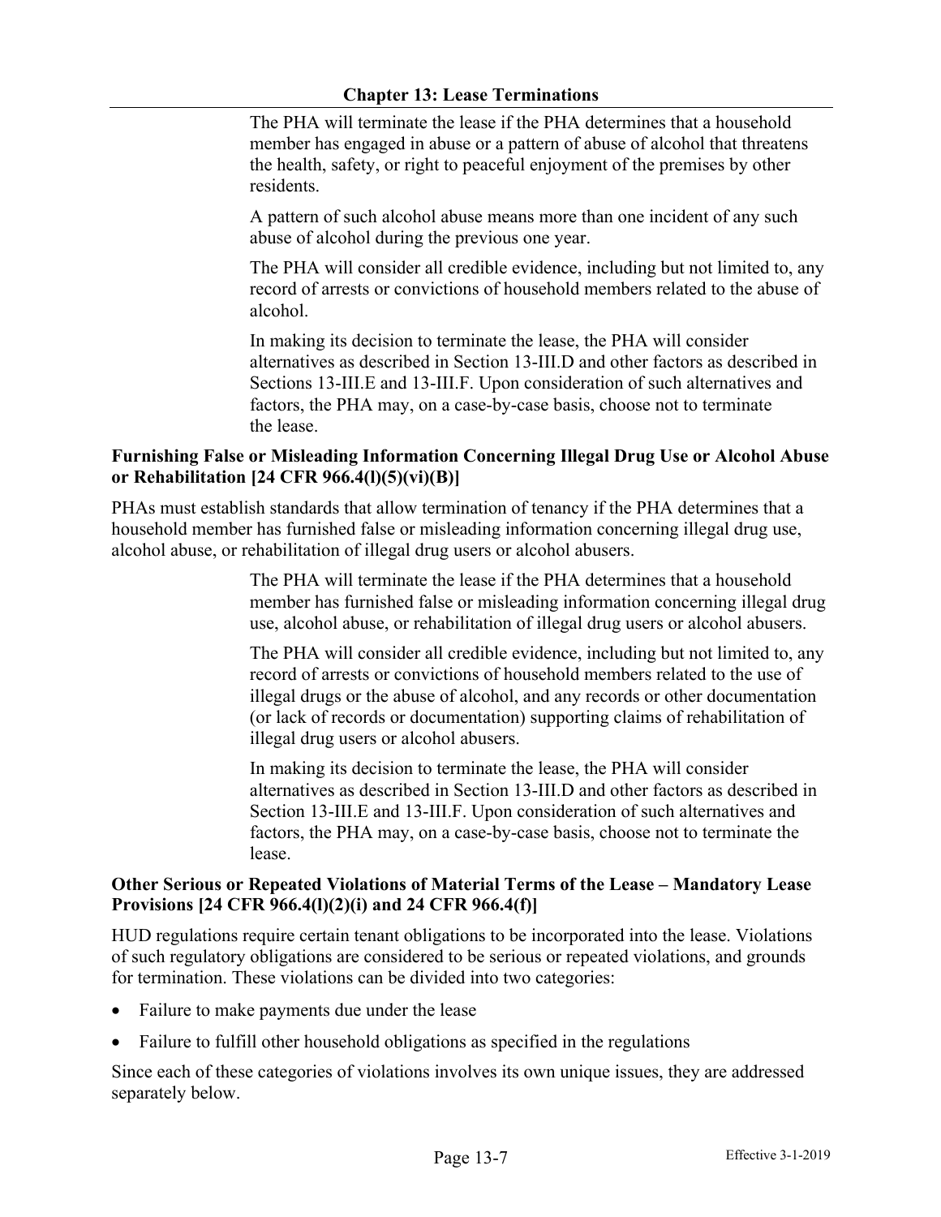The PHA will terminate the lease if the PHA determines that a household member has engaged in abuse or a pattern of abuse of alcohol that threatens the health, safety, or right to peaceful enjoyment of the premises by other residents.

A pattern of such alcohol abuse means more than one incident of any such abuse of alcohol during the previous one year.

The PHA will consider all credible evidence, including but not limited to, any record of arrests or convictions of household members related to the abuse of alcohol.

In making its decision to terminate the lease, the PHA will consider alternatives as described in Section 13-III.D and other factors as described in Sections 13-III.E and 13-III.F. Upon consideration of such alternatives and factors, the PHA may, on a case-by-case basis, choose not to terminate the lease.

**Furnishing False or Misleading Information Concerning Illegal Drug Use or Alcohol Abuse or Rehabilitation [24 CFR 966.4(l)(5)(vi)(B)]**

PHAs must establish standards that allow termination of tenancy if the PHA determines that a household member has furnished false or misleading information concerning illegal drug use, alcohol abuse, or rehabilitation of illegal drug users or alcohol abusers.

The PHA will terminate the lease if the PHA determines that a household member has furnished false or misleading information concerning illegal drug use, alcohol abuse, or rehabilitation of illegal drug users or alcohol abusers.

The PHA will consider all credible evidence, including but not limited to, any record of arrests or convictions of household members related to the use of illegal drugs or the abuse of alcohol, and any records or other documentation (or lack of records or documentation) supporting claims of rehabilitation of illegal drug users or alcohol abusers.

In making its decision to terminate the lease, the PHA will consider alternatives as described in Section 13-III.D and other factors as described in Section 13-III.E and 13-III.F. Upon consideration of such alternatives and factors, the PHA may, on a case-by-case basis, choose not to terminate the lease.

**Other Serious or Repeated Violations of Material Terms of the Lease – Mandatory Lease Provisions [24 CFR 966.4(l)(2)(i) and 24 CFR 966.4(f)]**

HUD regulations require certain tenant obligations to be incorporated into the lease. Violations of such regulatory obligations are considered to be serious or repeated violations, and grounds for termination. These violations can be divided into two categories:

- Failure to make payments due under the lease
- Failure to fulfill other household obligations as specified in the regulations

Since each of these categories of violations involves its own unique issues, they are addressed separately below.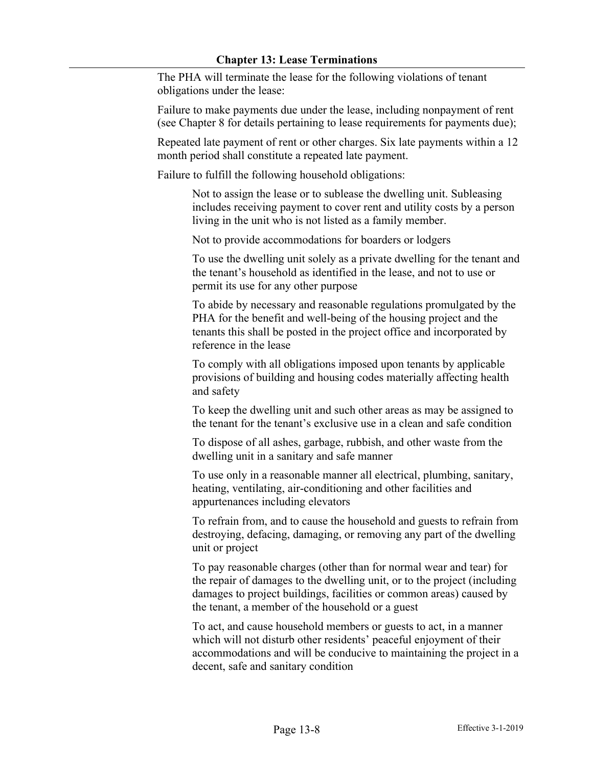The PHA will terminate the lease for the following violations of tenant obligations under the lease:

Failure to make payments due under the lease, including nonpayment of rent (see Chapter 8 for details pertaining to lease requirements for payments due);

Repeated late payment of rent or other charges. Six late payments within a 12 month period shall constitute a repeated late payment.

Failure to fulfill the following household obligations:

> Not to assign the lease or to sublease the dwelling unit. Subleasing includes receiving payment to cover rent and utility costs by a person living in the unit who is not listed as a family member.
>
> Not to provide accommodations for boarders or lodgers
>
> To use the dwelling unit solely as a private dwelling for the tenant and the tenant's household as identified in the lease, and not to use or permit its use for any other purpose
>
> To abide by necessary and reasonable regulations promulgated by the PHA for the benefit and well-being of the housing project and the tenants this shall be posted in the project office and incorporated by reference in the lease
>
> To comply with all obligations imposed upon tenants by applicable provisions of building and housing codes materially affecting health and safety
>
> To keep the dwelling unit and such other areas as may be assigned to the tenant for the tenant's exclusive use in a clean and safe condition
>
> To dispose of all ashes, garbage, rubbish, and other waste from the dwelling unit in a sanitary and safe manner
>
> To use only in a reasonable manner all electrical, plumbing, sanitary, heating, ventilating, air-conditioning and other facilities and appurtenances including elevators
>
> To refrain from, and to cause the household and guests to refrain from destroying, defacing, damaging, or removing any part of the dwelling unit or project
>
> To pay reasonable charges (other than for normal wear and tear) for the repair of damages to the dwelling unit, or to the project (including damages to project buildings, facilities or common areas) caused by the tenant, a member of the household or a guest
>
> To act, and cause household members or guests to act, in a manner which will not disturb other residents' peaceful enjoyment of their accommodations and will be conducive to maintaining the project in a decent, safe and sanitary condition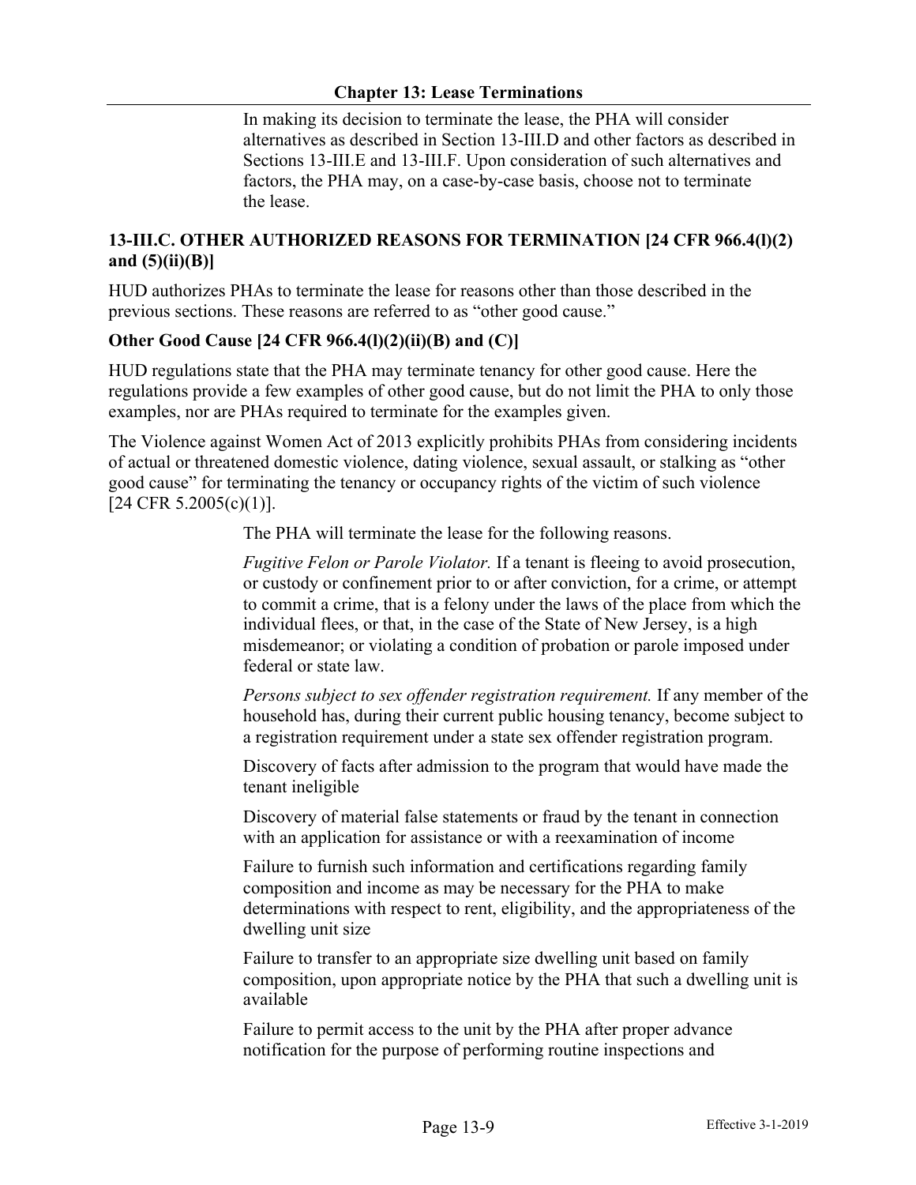In making its decision to terminate the lease, the PHA will consider alternatives as described in Section 13-III.D and other factors as described in Sections 13-III.E and 13-III.F. Upon consideration of such alternatives and factors, the PHA may, on a case-by-case basis, choose not to terminate the lease.

### 13-III.C. OTHER AUTHORIZED REASONS FOR TERMINATION [24 CFR 966.4(l)(2) and (5)(ii)(B)]

HUD authorizes PHAs to terminate the lease for reasons other than those described in the previous sections. These reasons are referred to as "other good cause."

#### Other Good Cause [24 CFR 966.4(l)(2)(ii)(B) and (C)]

HUD regulations state that the PHA may terminate tenancy for other good cause. Here the regulations provide a few examples of other good cause, but do not limit the PHA to only those examples, nor are PHAs required to terminate for the examples given.

The Violence against Women Act of 2013 explicitly prohibits PHAs from considering incidents of actual or threatened domestic violence, dating violence, sexual assault, or stalking as "other good cause" for terminating the tenancy or occupancy rights of the victim of such violence [24 CFR 5.2005(c)(1)].

The PHA will terminate the lease for the following reasons.

*Fugitive Felon or Parole Violator.* If a tenant is fleeing to avoid prosecution, or custody or confinement prior to or after conviction, for a crime, or attempt to commit a crime, that is a felony under the laws of the place from which the individual flees, or that, in the case of the State of New Jersey, is a high misdemeanor; or violating a condition of probation or parole imposed under federal or state law.

*Persons subject to sex offender registration requirement.* If any member of the household has, during their current public housing tenancy, become subject to a registration requirement under a state sex offender registration program.

Discovery of facts after admission to the program that would have made the tenant ineligible

Discovery of material false statements or fraud by the tenant in connection with an application for assistance or with a reexamination of income

Failure to furnish such information and certifications regarding family composition and income as may be necessary for the PHA to make determinations with respect to rent, eligibility, and the appropriateness of the dwelling unit size

Failure to transfer to an appropriate size dwelling unit based on family composition, upon appropriate notice by the PHA that such a dwelling unit is available

Failure to permit access to the unit by the PHA after proper advance notification for the purpose of performing routine inspections and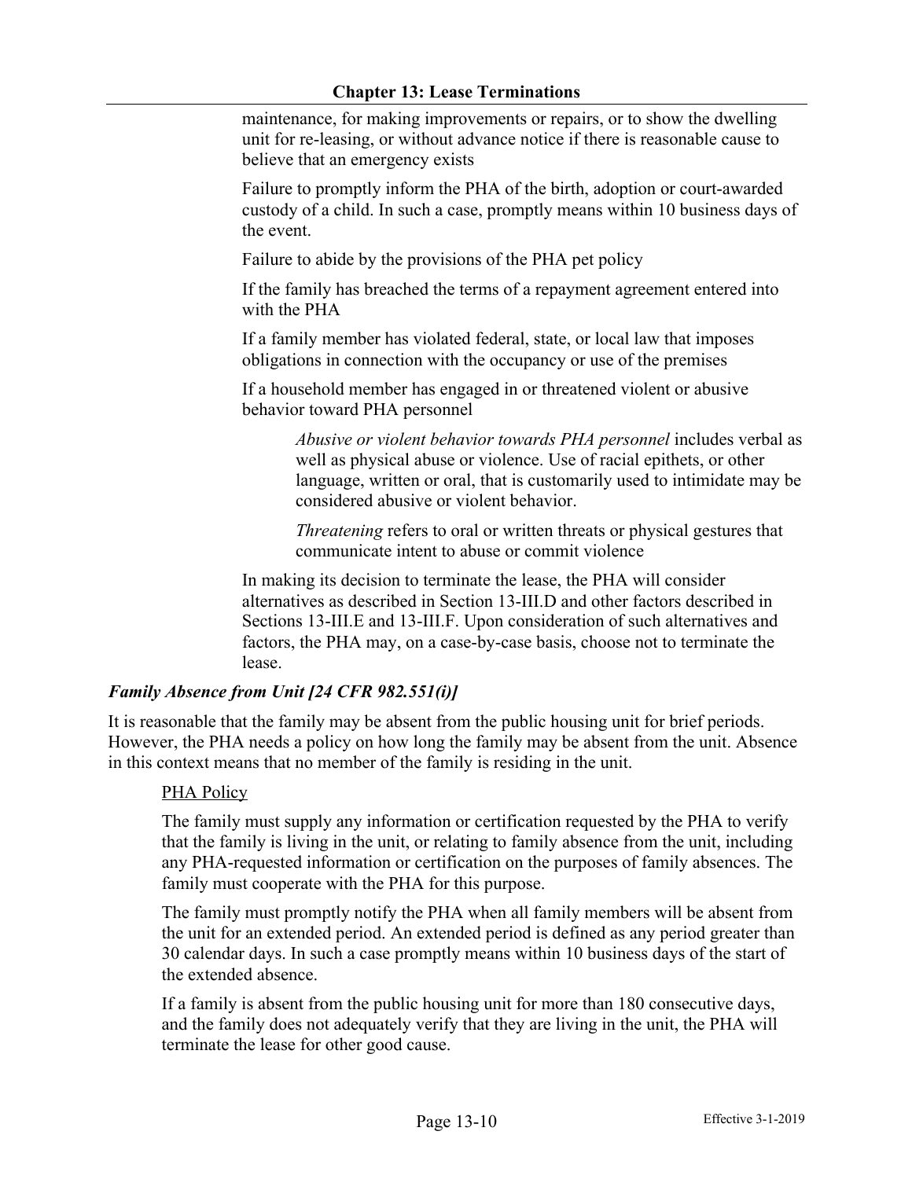maintenance, for making improvements or repairs, or to show the dwelling unit for re-leasing, or without advance notice if there is reasonable cause to believe that an emergency exists

Failure to promptly inform the PHA of the birth, adoption or court-awarded custody of a child. In such a case, promptly means within 10 business days of the event.

Failure to abide by the provisions of the PHA pet policy

If the family has breached the terms of a repayment agreement entered into with the PHA

If a family member has violated federal, state, or local law that imposes obligations in connection with the occupancy or use of the premises

If a household member has engaged in or threatened violent or abusive behavior toward PHA personnel

> *Abusive or violent behavior towards PHA personnel* includes verbal as well as physical abuse or violence. Use of racial epithets, or other language, written or oral, that is customarily used to intimidate may be considered abusive or violent behavior.
>
> *Threatening* refers to oral or written threats or physical gestures that communicate intent to abuse or commit violence

In making its decision to terminate the lease, the PHA will consider alternatives as described in Section 13-III.D and other factors described in Sections 13-III.E and 13-III.F. Upon consideration of such alternatives and factors, the PHA may, on a case-by-case basis, choose not to terminate the lease.

### *Family Absence from Unit [24 CFR 982.551(i)]*

It is reasonable that the family may be absent from the public housing unit for brief periods. However, the PHA needs a policy on how long the family may be absent from the unit. Absence in this context means that no member of the family is residing in the unit.

<u>PHA Policy</u>

The family must supply any information or certification requested by the PHA to verify that the family is living in the unit, or relating to family absence from the unit, including any PHA-requested information or certification on the purposes of family absences. The family must cooperate with the PHA for this purpose.

The family must promptly notify the PHA when all family members will be absent from the unit for an extended period. An extended period is defined as any period greater than 30 calendar days. In such a case promptly means within 10 business days of the start of the extended absence.

If a family is absent from the public housing unit for more than 180 consecutive days, and the family does not adequately verify that they are living in the unit, the PHA will terminate the lease for other good cause.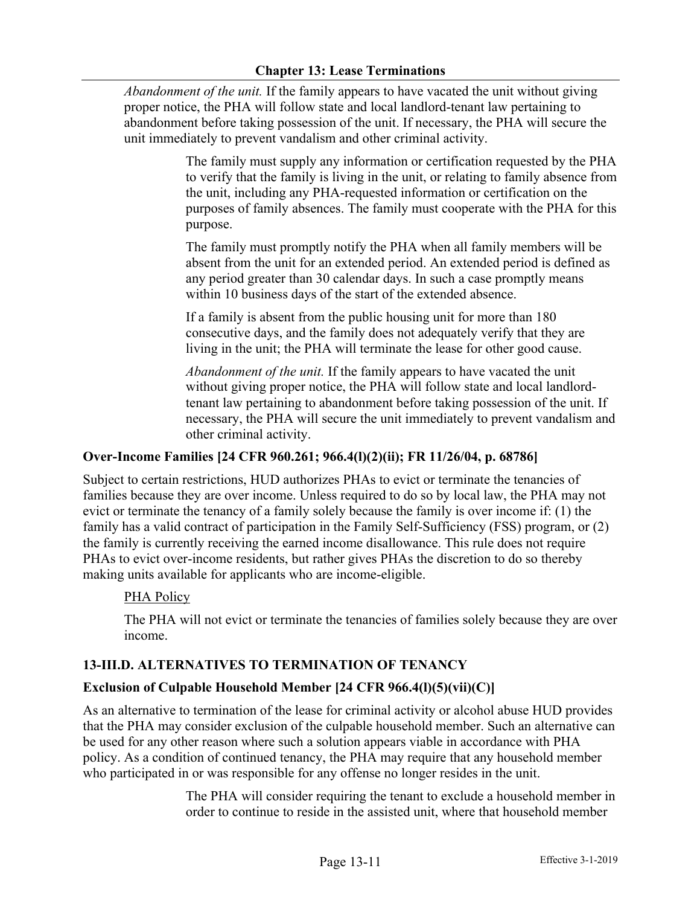*Abandonment of the unit.* If the family appears to have vacated the unit without giving proper notice, the PHA will follow state and local landlord-tenant law pertaining to abandonment before taking possession of the unit. If necessary, the PHA will secure the unit immediately to prevent vandalism and other criminal activity.

> The family must supply any information or certification requested by the PHA to verify that the family is living in the unit, or relating to family absence from the unit, including any PHA-requested information or certification on the purposes of family absences. The family must cooperate with the PHA for this purpose.
>
> The family must promptly notify the PHA when all family members will be absent from the unit for an extended period. An extended period is defined as any period greater than 30 calendar days. In such a case promptly means within 10 business days of the start of the extended absence.
>
> If a family is absent from the public housing unit for more than 180 consecutive days, and the family does not adequately verify that they are living in the unit; the PHA will terminate the lease for other good cause.
>
> *Abandonment of the unit.* If the family appears to have vacated the unit without giving proper notice, the PHA will follow state and local landlord-tenant law pertaining to abandonment before taking possession of the unit. If necessary, the PHA will secure the unit immediately to prevent vandalism and other criminal activity.

**Over-Income Families [24 CFR 960.261; 966.4(l)(2)(ii); FR 11/26/04, p. 68786]**

Subject to certain restrictions, HUD authorizes PHAs to evict or terminate the tenancies of families because they are over income. Unless required to do so by local law, the PHA may not evict or terminate the tenancy of a family solely because the family is over income if: (1) the family has a valid contract of participation in the Family Self-Sufficiency (FSS) program, or (2) the family is currently receiving the earned income disallowance. This rule does not require PHAs to evict over-income residents, but rather gives PHAs the discretion to do so thereby making units available for applicants who are income-eligible.

PHA Policy

The PHA will not evict or terminate the tenancies of families solely because they are over income.

## 13-III.D. ALTERNATIVES TO TERMINATION OF TENANCY

**Exclusion of Culpable Household Member [24 CFR 966.4(l)(5)(vii)(C)]**

As an alternative to termination of the lease for criminal activity or alcohol abuse HUD provides that the PHA may consider exclusion of the culpable household member. Such an alternative can be used for any other reason where such a solution appears viable in accordance with PHA policy. As a condition of continued tenancy, the PHA may require that any household member who participated in or was responsible for any offense no longer resides in the unit.

> The PHA will consider requiring the tenant to exclude a household member in order to continue to reside in the assisted unit, where that household member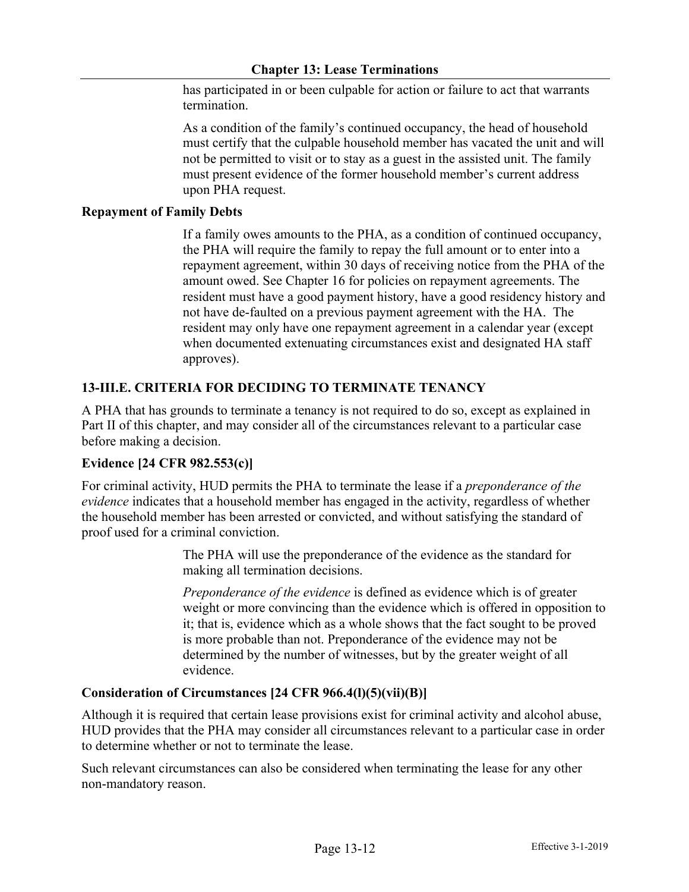has participated in or been culpable for action or failure to act that warrants termination.

As a condition of the family's continued occupancy, the head of household must certify that the culpable household member has vacated the unit and will not be permitted to visit or to stay as a guest in the assisted unit. The family must present evidence of the former household member's current address upon PHA request.

**Repayment of Family Debts**

If a family owes amounts to the PHA, as a condition of continued occupancy, the PHA will require the family to repay the full amount or to enter into a repayment agreement, within 30 days of receiving notice from the PHA of the amount owed. See Chapter 16 for policies on repayment agreements. The resident must have a good payment history, have a good residency history and not have de-faulted on a previous payment agreement with the HA. The resident may only have one repayment agreement in a calendar year (except when documented extenuating circumstances exist and designated HA staff approves).

## 13-III.E. CRITERIA FOR DECIDING TO TERMINATE TENANCY

A PHA that has grounds to terminate a tenancy is not required to do so, except as explained in Part II of this chapter, and may consider all of the circumstances relevant to a particular case before making a decision.

**Evidence [24 CFR 982.553(c)]**

For criminal activity, HUD permits the PHA to terminate the lease if a *preponderance of the evidence* indicates that a household member has engaged in the activity, regardless of whether the household member has been arrested or convicted, and without satisfying the standard of proof used for a criminal conviction.

The PHA will use the preponderance of the evidence as the standard for making all termination decisions.

*Preponderance of the evidence* is defined as evidence which is of greater weight or more convincing than the evidence which is offered in opposition to it; that is, evidence which as a whole shows that the fact sought to be proved is more probable than not. Preponderance of the evidence may not be determined by the number of witnesses, but by the greater weight of all evidence.

**Consideration of Circumstances [24 CFR 966.4(l)(5)(vii)(B)]**

Although it is required that certain lease provisions exist for criminal activity and alcohol abuse, HUD provides that the PHA may consider all circumstances relevant to a particular case in order to determine whether or not to terminate the lease.

Such relevant circumstances can also be considered when terminating the lease for any other non-mandatory reason.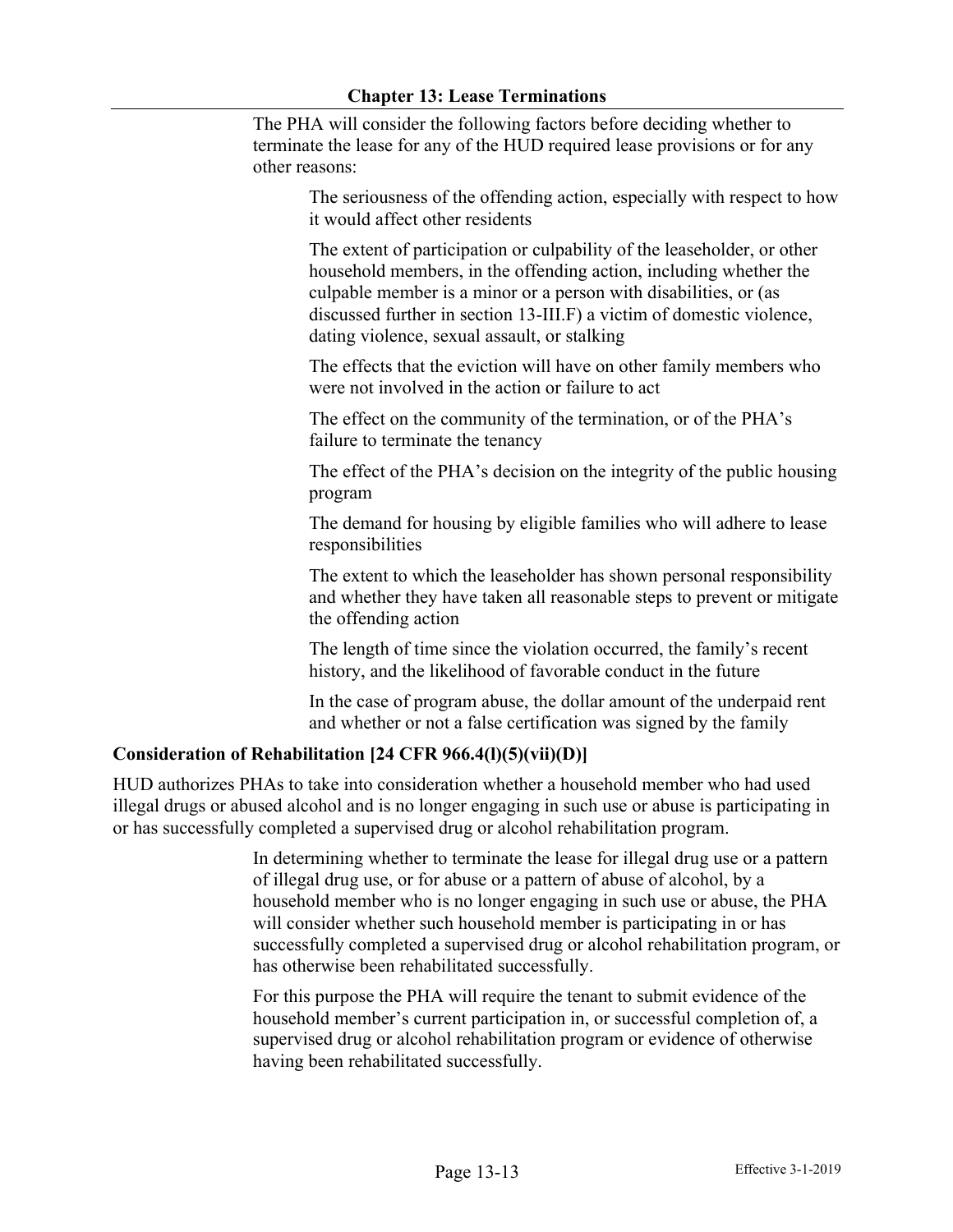The PHA will consider the following factors before deciding whether to terminate the lease for any of the HUD required lease provisions or for any other reasons:

- The seriousness of the offending action, especially with respect to how it would affect other residents
- The extent of participation or culpability of the leaseholder, or other household members, in the offending action, including whether the culpable member is a minor or a person with disabilities, or (as discussed further in section 13-III.F) a victim of domestic violence, dating violence, sexual assault, or stalking
- The effects that the eviction will have on other family members who were not involved in the action or failure to act
- The effect on the community of the termination, or of the PHA's failure to terminate the tenancy
- The effect of the PHA's decision on the integrity of the public housing program
- The demand for housing by eligible families who will adhere to lease responsibilities
- The extent to which the leaseholder has shown personal responsibility and whether they have taken all reasonable steps to prevent or mitigate the offending action
- The length of time since the violation occurred, the family's recent history, and the likelihood of favorable conduct in the future
- In the case of program abuse, the dollar amount of the underpaid rent and whether or not a false certification was signed by the family

### Consideration of Rehabilitation [24 CFR 966.4(l)(5)(vii)(D)]

HUD authorizes PHAs to take into consideration whether a household member who had used illegal drugs or abused alcohol and is no longer engaging in such use or abuse is participating in or has successfully completed a supervised drug or alcohol rehabilitation program.

In determining whether to terminate the lease for illegal drug use or a pattern of illegal drug use, or for abuse or a pattern of abuse of alcohol, by a household member who is no longer engaging in such use or abuse, the PHA will consider whether such household member is participating in or has successfully completed a supervised drug or alcohol rehabilitation program, or has otherwise been rehabilitated successfully.

For this purpose the PHA will require the tenant to submit evidence of the household member's current participation in, or successful completion of, a supervised drug or alcohol rehabilitation program or evidence of otherwise having been rehabilitated successfully.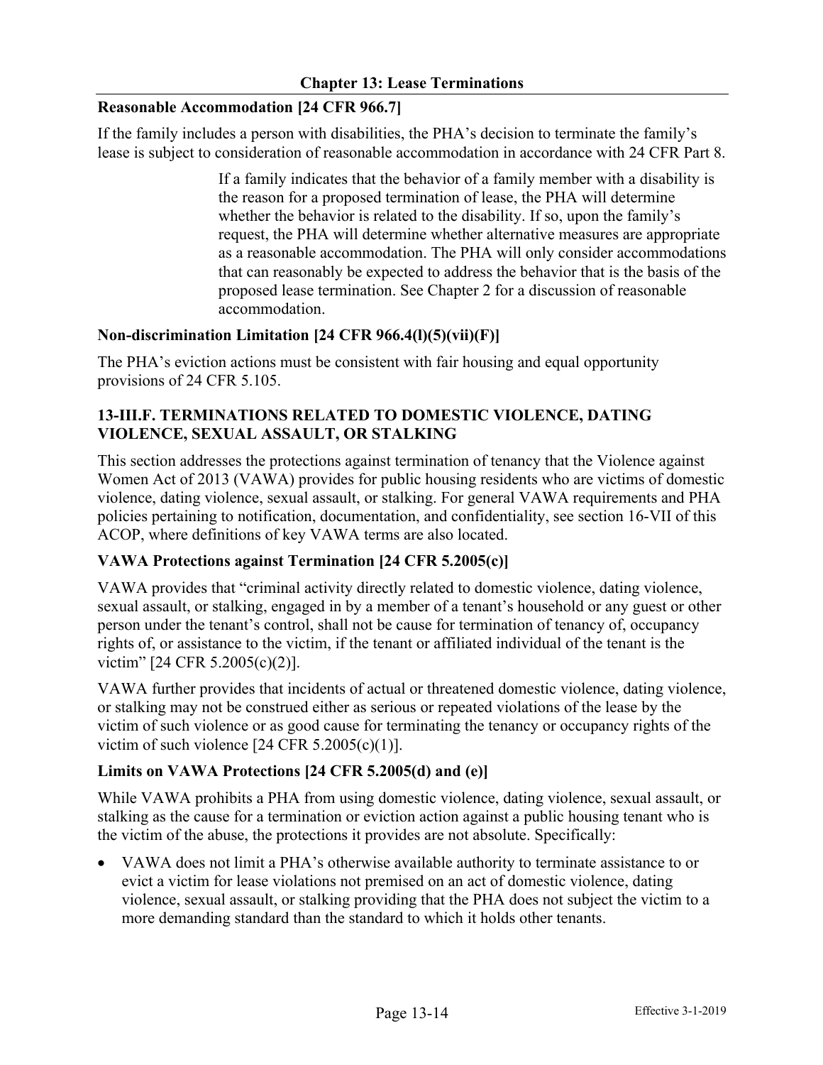**Reasonable Accommodation [24 CFR 966.7]**

If the family includes a person with disabilities, the PHA's decision to terminate the family's lease is subject to consideration of reasonable accommodation in accordance with 24 CFR Part 8.

> If a family indicates that the behavior of a family member with a disability is the reason for a proposed termination of lease, the PHA will determine whether the behavior is related to the disability. If so, upon the family's request, the PHA will determine whether alternative measures are appropriate as a reasonable accommodation. The PHA will only consider accommodations that can reasonably be expected to address the behavior that is the basis of the proposed lease termination. See Chapter 2 for a discussion of reasonable accommodation.

**Non-discrimination Limitation [24 CFR 966.4(l)(5)(vii)(F)]**

The PHA's eviction actions must be consistent with fair housing and equal opportunity provisions of 24 CFR 5.105.

## 13-III.F. TERMINATIONS RELATED TO DOMESTIC VIOLENCE, DATING VIOLENCE, SEXUAL ASSAULT, OR STALKING

This section addresses the protections against termination of tenancy that the Violence against Women Act of 2013 (VAWA) provides for public housing residents who are victims of domestic violence, dating violence, sexual assault, or stalking. For general VAWA requirements and PHA policies pertaining to notification, documentation, and confidentiality, see section 16-VII of this ACOP, where definitions of key VAWA terms are also located.

### VAWA Protections against Termination [24 CFR 5.2005(c)]

VAWA provides that "criminal activity directly related to domestic violence, dating violence, sexual assault, or stalking, engaged in by a member of a tenant's household or any guest or other person under the tenant's control, shall not be cause for termination of tenancy of, occupancy rights of, or assistance to the victim, if the tenant or affiliated individual of the tenant is the victim" [24 CFR 5.2005(c)(2)].

VAWA further provides that incidents of actual or threatened domestic violence, dating violence, or stalking may not be construed either as serious or repeated violations of the lease by the victim of such violence or as good cause for terminating the tenancy or occupancy rights of the victim of such violence [24 CFR 5.2005(c)(1)].

### Limits on VAWA Protections [24 CFR 5.2005(d) and (e)]

While VAWA prohibits a PHA from using domestic violence, dating violence, sexual assault, or stalking as the cause for a termination or eviction action against a public housing tenant who is the victim of the abuse, the protections it provides are not absolute. Specifically:

- VAWA does not limit a PHA's otherwise available authority to terminate assistance to or evict a victim for lease violations not premised on an act of domestic violence, dating violence, sexual assault, or stalking providing that the PHA does not subject the victim to a more demanding standard than the standard to which it holds other tenants.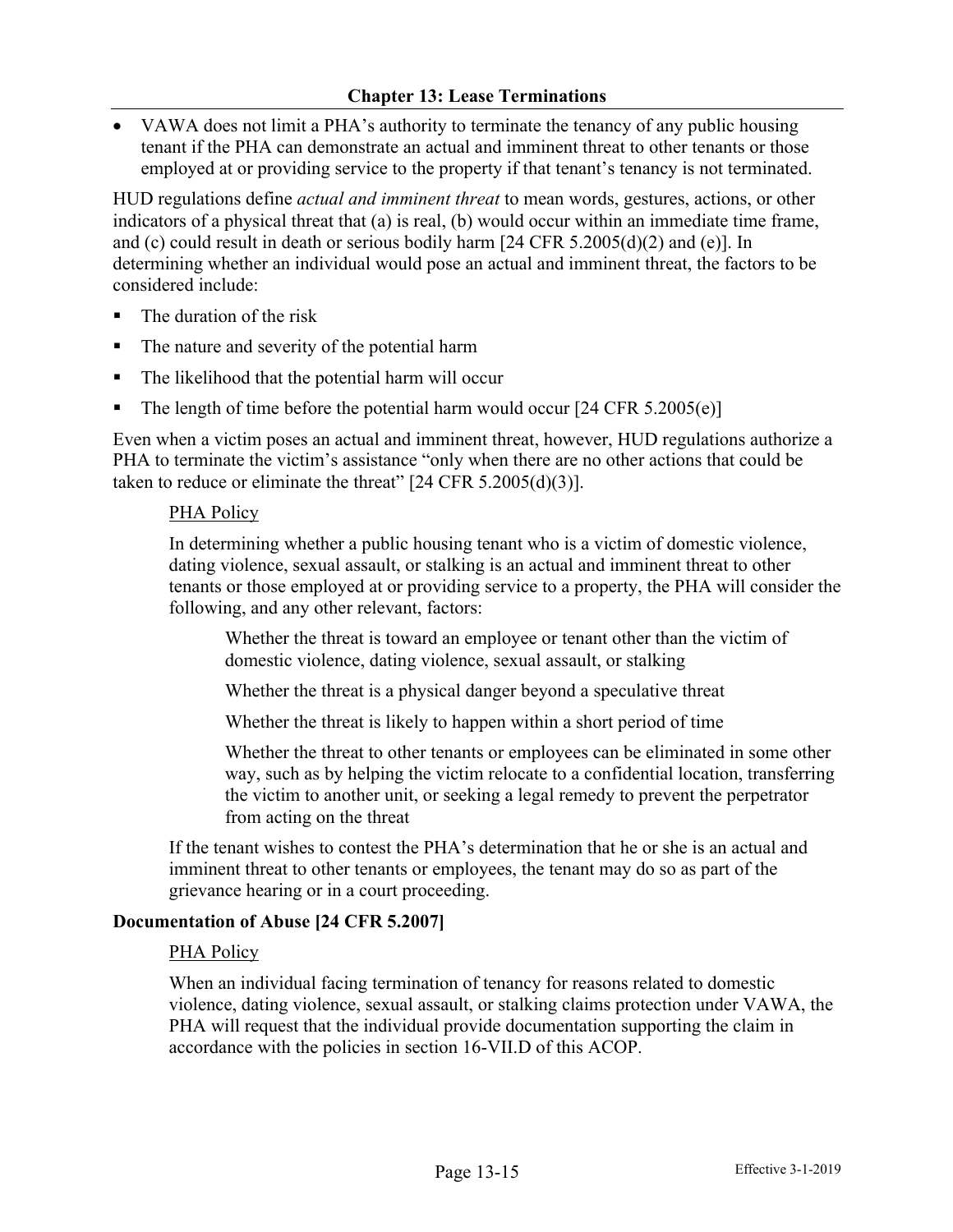- VAWA does not limit a PHA's authority to terminate the tenancy of any public housing tenant if the PHA can demonstrate an actual and imminent threat to other tenants or those employed at or providing service to the property if that tenant's tenancy is not terminated.

HUD regulations define *actual and imminent threat* to mean words, gestures, actions, or other indicators of a physical threat that (a) is real, (b) would occur within an immediate time frame, and (c) could result in death or serious bodily harm [24 CFR 5.2005(d)(2) and (e)]. In determining whether an individual would pose an actual and imminent threat, the factors to be considered include:

- The duration of the risk
- The nature and severity of the potential harm
- The likelihood that the potential harm will occur
- The length of time before the potential harm would occur [24 CFR 5.2005(e)]

Even when a victim poses an actual and imminent threat, however, HUD regulations authorize a PHA to terminate the victim's assistance "only when there are no other actions that could be taken to reduce or eliminate the threat" [24 CFR 5.2005(d)(3)].

PHA Policy

In determining whether a public housing tenant who is a victim of domestic violence, dating violence, sexual assault, or stalking is an actual and imminent threat to other tenants or those employed at or providing service to a property, the PHA will consider the following, and any other relevant, factors:

Whether the threat is toward an employee or tenant other than the victim of domestic violence, dating violence, sexual assault, or stalking

Whether the threat is a physical danger beyond a speculative threat

Whether the threat is likely to happen within a short period of time

Whether the threat to other tenants or employees can be eliminated in some other way, such as by helping the victim relocate to a confidential location, transferring the victim to another unit, or seeking a legal remedy to prevent the perpetrator from acting on the threat

If the tenant wishes to contest the PHA's determination that he or she is an actual and imminent threat to other tenants or employees, the tenant may do so as part of the grievance hearing or in a court proceeding.

**Documentation of Abuse [24 CFR 5.2007]**

PHA Policy

When an individual facing termination of tenancy for reasons related to domestic violence, dating violence, sexual assault, or stalking claims protection under VAWA, the PHA will request that the individual provide documentation supporting the claim in accordance with the policies in section 16-VII.D of this ACOP.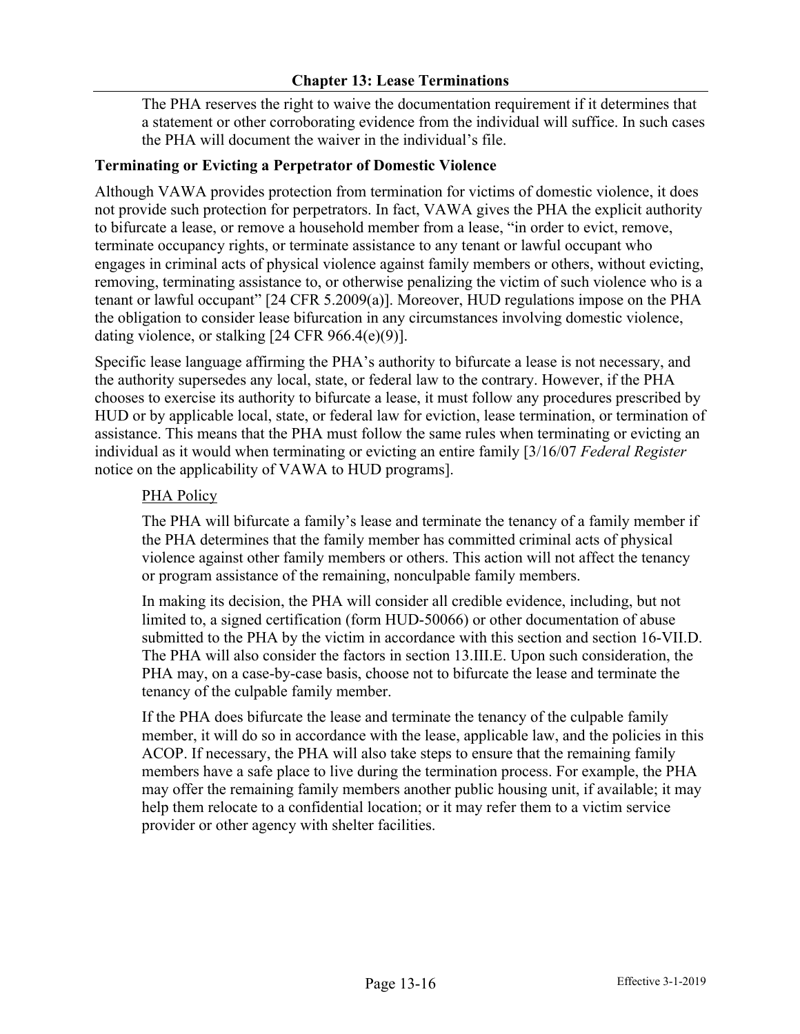The PHA reserves the right to waive the documentation requirement if it determines that a statement or other corroborating evidence from the individual will suffice. In such cases the PHA will document the waiver in the individual's file.

**Terminating or Evicting a Perpetrator of Domestic Violence**

Although VAWA provides protection from termination for victims of domestic violence, it does not provide such protection for perpetrators. In fact, VAWA gives the PHA the explicit authority to bifurcate a lease, or remove a household member from a lease, "in order to evict, remove, terminate occupancy rights, or terminate assistance to any tenant or lawful occupant who engages in criminal acts of physical violence against family members or others, without evicting, removing, terminating assistance to, or otherwise penalizing the victim of such violence who is a tenant or lawful occupant" [24 CFR 5.2009(a)]. Moreover, HUD regulations impose on the PHA the obligation to consider lease bifurcation in any circumstances involving domestic violence, dating violence, or stalking [24 CFR 966.4(e)(9)].

Specific lease language affirming the PHA's authority to bifurcate a lease is not necessary, and the authority supersedes any local, state, or federal law to the contrary. However, if the PHA chooses to exercise its authority to bifurcate a lease, it must follow any procedures prescribed by HUD or by applicable local, state, or federal law for eviction, lease termination, or termination of assistance. This means that the PHA must follow the same rules when terminating or evicting an individual as it would when terminating or evicting an entire family [3/16/07 *Federal Register* notice on the applicability of VAWA to HUD programs].

PHA Policy

The PHA will bifurcate a family's lease and terminate the tenancy of a family member if the PHA determines that the family member has committed criminal acts of physical violence against other family members or others. This action will not affect the tenancy or program assistance of the remaining, nonculpable family members.

In making its decision, the PHA will consider all credible evidence, including, but not limited to, a signed certification (form HUD-50066) or other documentation of abuse submitted to the PHA by the victim in accordance with this section and section 16-VII.D. The PHA will also consider the factors in section 13.III.E. Upon such consideration, the PHA may, on a case-by-case basis, choose not to bifurcate the lease and terminate the tenancy of the culpable family member.

If the PHA does bifurcate the lease and terminate the tenancy of the culpable family member, it will do so in accordance with the lease, applicable law, and the policies in this ACOP. If necessary, the PHA will also take steps to ensure that the remaining family members have a safe place to live during the termination process. For example, the PHA may offer the remaining family members another public housing unit, if available; it may help them relocate to a confidential location; or it may refer them to a victim service provider or other agency with shelter facilities.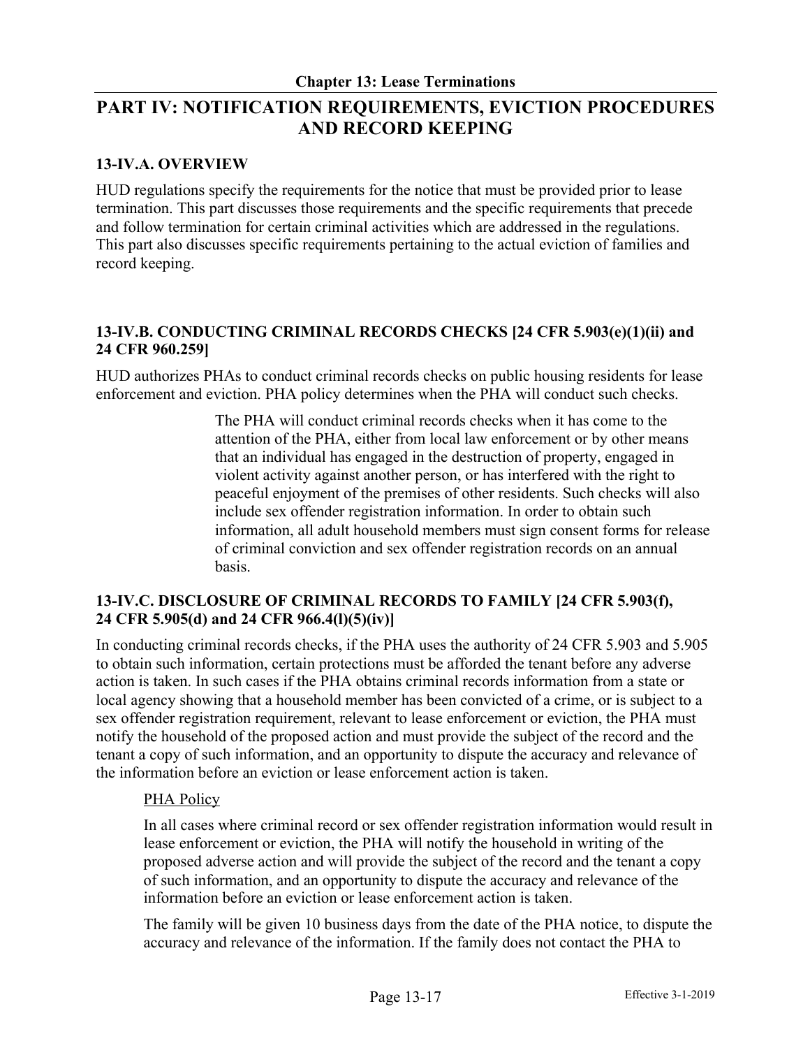## PART IV: NOTIFICATION REQUIREMENTS, EVICTION PROCEDURES AND RECORD KEEPING

### 13-IV.A. OVERVIEW

HUD regulations specify the requirements for the notice that must be provided prior to lease termination. This part discusses those requirements and the specific requirements that precede and follow termination for certain criminal activities which are addressed in the regulations. This part also discusses specific requirements pertaining to the actual eviction of families and record keeping.

### 13-IV.B. CONDUCTING CRIMINAL RECORDS CHECKS [24 CFR 5.903(e)(1)(ii) and 24 CFR 960.259]

HUD authorizes PHAs to conduct criminal records checks on public housing residents for lease enforcement and eviction. PHA policy determines when the PHA will conduct such checks.

> The PHA will conduct criminal records checks when it has come to the attention of the PHA, either from local law enforcement or by other means that an individual has engaged in the destruction of property, engaged in violent activity against another person, or has interfered with the right to peaceful enjoyment of the premises of other residents. Such checks will also include sex offender registration information. In order to obtain such information, all adult household members must sign consent forms for release of criminal conviction and sex offender registration records on an annual basis.

### 13-IV.C. DISCLOSURE OF CRIMINAL RECORDS TO FAMILY [24 CFR 5.903(f), 24 CFR 5.905(d) and 24 CFR 966.4(l)(5)(iv)]

In conducting criminal records checks, if the PHA uses the authority of 24 CFR 5.903 and 5.905 to obtain such information, certain protections must be afforded the tenant before any adverse action is taken. In such cases if the PHA obtains criminal records information from a state or local agency showing that a household member has been convicted of a crime, or is subject to a sex offender registration requirement, relevant to lease enforcement or eviction, the PHA must notify the household of the proposed action and must provide the subject of the record and the tenant a copy of such information, and an opportunity to dispute the accuracy and relevance of the information before an eviction or lease enforcement action is taken.

<u>PHA Policy</u>

In all cases where criminal record or sex offender registration information would result in lease enforcement or eviction, the PHA will notify the household in writing of the proposed adverse action and will provide the subject of the record and the tenant a copy of such information, and an opportunity to dispute the accuracy and relevance of the information before an eviction or lease enforcement action is taken.

The family will be given 10 business days from the date of the PHA notice, to dispute the accuracy and relevance of the information. If the family does not contact the PHA to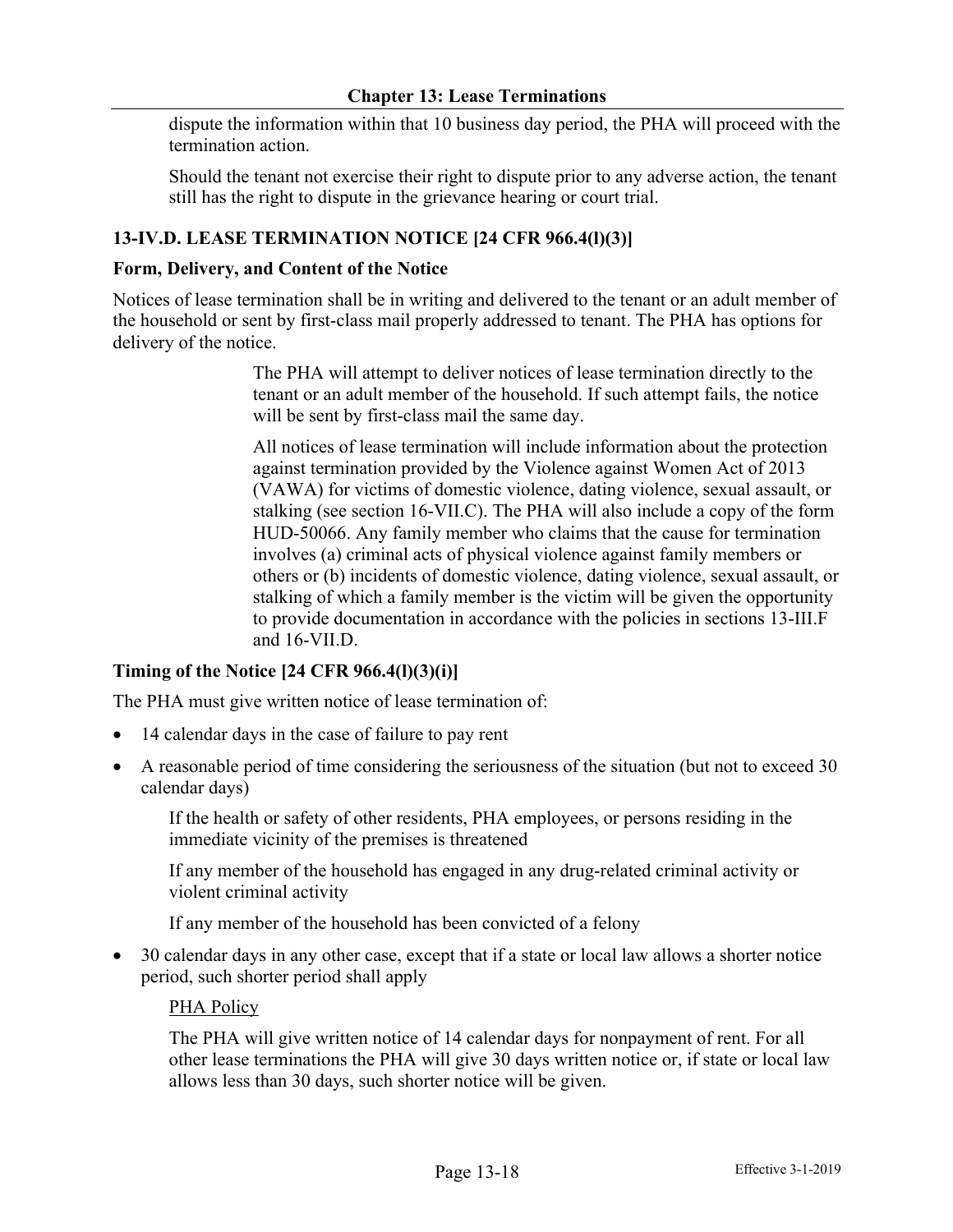dispute the information within that 10 business day period, the PHA will proceed with the termination action.

Should the tenant not exercise their right to dispute prior to any adverse action, the tenant still has the right to dispute in the grievance hearing or court trial.

### 13-IV.D. LEASE TERMINATION NOTICE [24 CFR 966.4(l)(3)]

**Form, Delivery, and Content of the Notice**

Notices of lease termination shall be in writing and delivered to the tenant or an adult member of the household or sent by first-class mail properly addressed to tenant. The PHA has options for delivery of the notice.

The PHA will attempt to deliver notices of lease termination directly to the tenant or an adult member of the household. If such attempt fails, the notice will be sent by first-class mail the same day.

All notices of lease termination will include information about the protection against termination provided by the Violence against Women Act of 2013 (VAWA) for victims of domestic violence, dating violence, sexual assault, or stalking (see section 16-VII.C). The PHA will also include a copy of the form HUD-50066. Any family member who claims that the cause for termination involves (a) criminal acts of physical violence against family members or others or (b) incidents of domestic violence, dating violence, sexual assault, or stalking of which a family member is the victim will be given the opportunity to provide documentation in accordance with the policies in sections 13-III.F and 16-VII.D.

**Timing of the Notice [24 CFR 966.4(l)(3)(i)]**

The PHA must give written notice of lease termination of:

- 14 calendar days in the case of failure to pay rent
- A reasonable period of time considering the seriousness of the situation (but not to exceed 30 calendar days)

  If the health or safety of other residents, PHA employees, or persons residing in the immediate vicinity of the premises is threatened

  If any member of the household has engaged in any drug-related criminal activity or violent criminal activity

  If any member of the household has been convicted of a felony

- 30 calendar days in any other case, except that if a state or local law allows a shorter notice period, such shorter period shall apply

  PHA Policy

  The PHA will give written notice of 14 calendar days for nonpayment of rent. For all other lease terminations the PHA will give 30 days written notice or, if state or local law allows less than 30 days, such shorter notice will be given.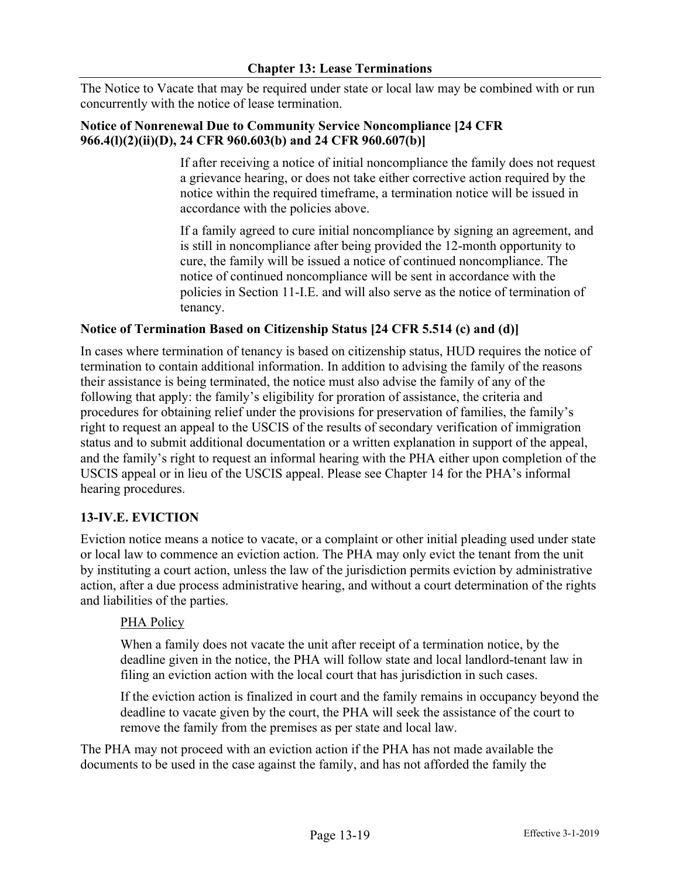The Notice to Vacate that may be required under state or local law may be combined with or run concurrently with the notice of lease termination.

**Notice of Nonrenewal Due to Community Service Noncompliance [24 CFR 966.4(l)(2)(ii)(D), 24 CFR 960.603(b) and 24 CFR 960.607(b)]**

If after receiving a notice of initial noncompliance the family does not request a grievance hearing, or does not take either corrective action required by the notice within the required timeframe, a termination notice will be issued in accordance with the policies above.

If a family agreed to cure initial noncompliance by signing an agreement, and is still in noncompliance after being provided the 12-month opportunity to cure, the family will be issued a notice of continued noncompliance. The notice of continued noncompliance will be sent in accordance with the policies in Section 11-I.E. and will also serve as the notice of termination of tenancy.

**Notice of Termination Based on Citizenship Status [24 CFR 5.514 (c) and (d)]**

In cases where termination of tenancy is based on citizenship status, HUD requires the notice of termination to contain additional information. In addition to advising the family of the reasons their assistance is being terminated, the notice must also advise the family of any of the following that apply: the family's eligibility for proration of assistance, the criteria and procedures for obtaining relief under the provisions for preservation of families, the family's right to request an appeal to the USCIS of the results of secondary verification of immigration status and to submit additional documentation or a written explanation in support of the appeal, and the family's right to request an informal hearing with the PHA either upon completion of the USCIS appeal or in lieu of the USCIS appeal. Please see Chapter 14 for the PHA's informal hearing procedures.

### 13-IV.E. EVICTION

Eviction notice means a notice to vacate, or a complaint or other initial pleading used under state or local law to commence an eviction action. The PHA may only evict the tenant from the unit by instituting a court action, unless the law of the jurisdiction permits eviction by administrative action, after a due process administrative hearing, and without a court determination of the rights and liabilities of the parties.

PHA Policy

When a family does not vacate the unit after receipt of a termination notice, by the deadline given in the notice, the PHA will follow state and local landlord-tenant law in filing an eviction action with the local court that has jurisdiction in such cases.

If the eviction action is finalized in court and the family remains in occupancy beyond the deadline to vacate given by the court, the PHA will seek the assistance of the court to remove the family from the premises as per state and local law.

The PHA may not proceed with an eviction action if the PHA has not made available the documents to be used in the case against the family, and has not afforded the family the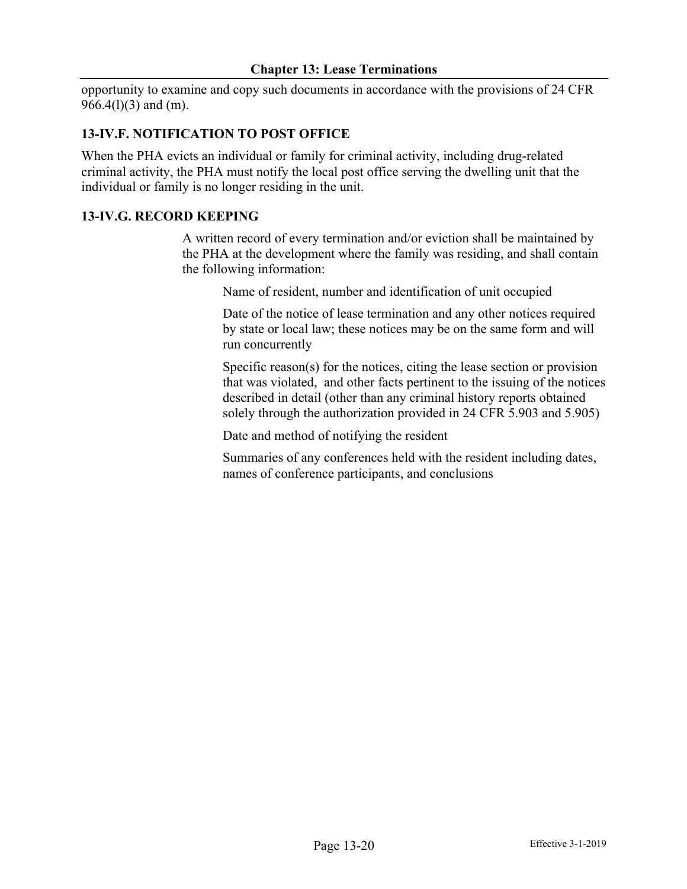opportunity to examine and copy such documents in accordance with the provisions of 24 CFR 966.4(l)(3) and (m).

### 13-IV.F. NOTIFICATION TO POST OFFICE

When the PHA evicts an individual or family for criminal activity, including drug-related criminal activity, the PHA must notify the local post office serving the dwelling unit that the individual or family is no longer residing in the unit.

### 13-IV.G. RECORD KEEPING

A written record of every termination and/or eviction shall be maintained by the PHA at the development where the family was residing, and shall contain the following information:

- Name of resident, number and identification of unit occupied
- Date of the notice of lease termination and any other notices required by state or local law; these notices may be on the same form and will run concurrently
- Specific reason(s) for the notices, citing the lease section or provision that was violated, and other facts pertinent to the issuing of the notices described in detail (other than any criminal history reports obtained solely through the authorization provided in 24 CFR 5.903 and 5.905)
- Date and method of notifying the resident
- Summaries of any conferences held with the resident including dates, names of conference participants, and conclusions